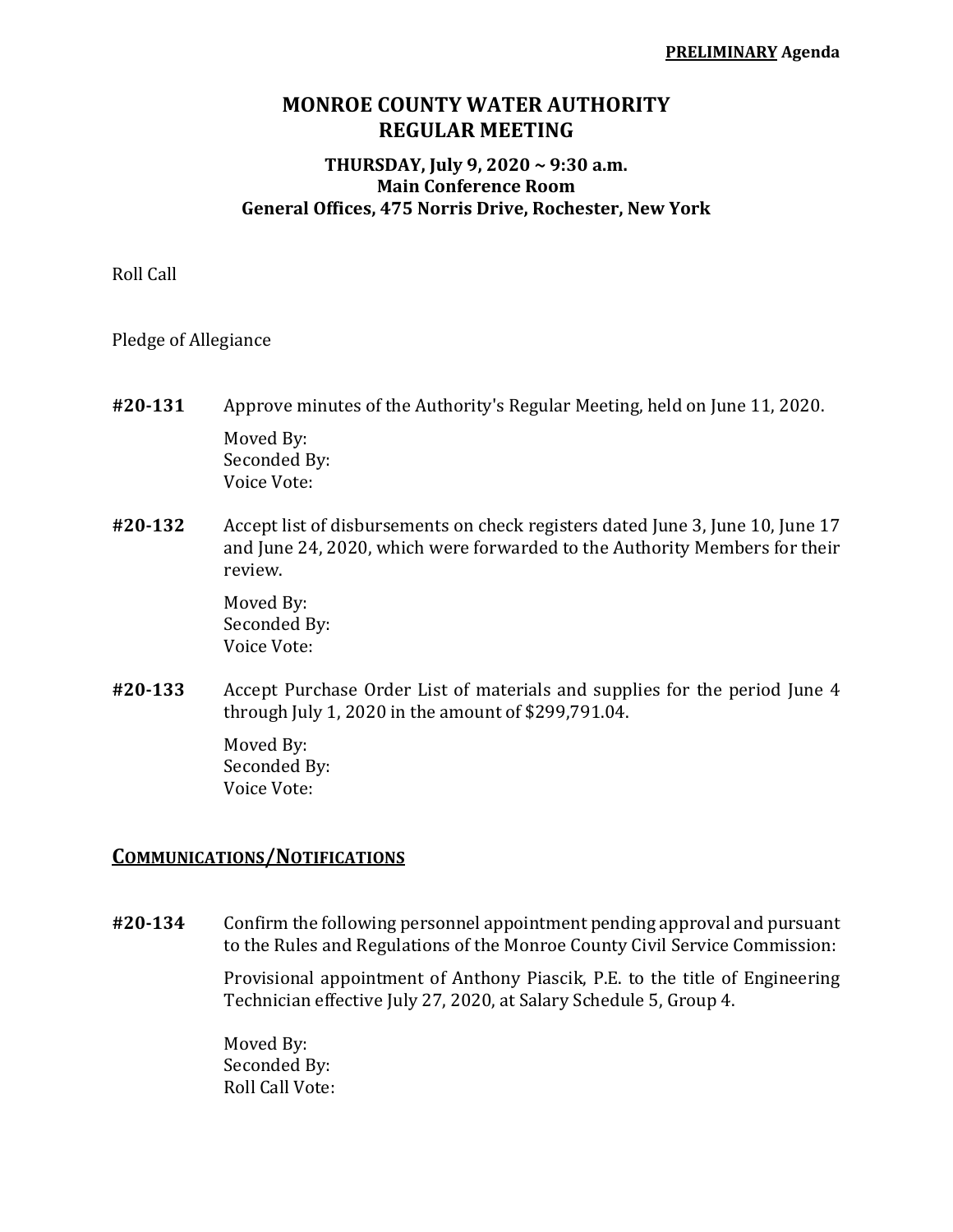**PRELIMINARY Agenda**

# MONROE COUNTY WATER AUTHORITY
# REGULAR MEETING

### THURSDAY, July 9, 2020 ~ 9:30 a.m.
### Main Conference Room
### General Offices, 475 Norris Drive, Rochester, New York

Roll Call

Pledge of Allegiance

**#20-131** Approve minutes of the Authority's Regular Meeting, held on June 11, 2020.

Moved By:
Seconded By:
Voice Vote:

**#20-132** Accept list of disbursements on check registers dated June 3, June 10, June 17 and June 24, 2020, which were forwarded to the Authority Members for their review.

Moved By:
Seconded By:
Voice Vote:

**#20-133** Accept Purchase Order List of materials and supplies for the period June 4 through July 1, 2020 in the amount of $299,791.04.

Moved By:
Seconded By:
Voice Vote:

## COMMUNICATIONS/NOTIFICATIONS

**#20-134** Confirm the following personnel appointment pending approval and pursuant to the Rules and Regulations of the Monroe County Civil Service Commission:

Provisional appointment of Anthony Piascik, P.E. to the title of Engineering Technician effective July 27, 2020, at Salary Schedule 5, Group 4.

Moved By:
Seconded By:
Roll Call Vote: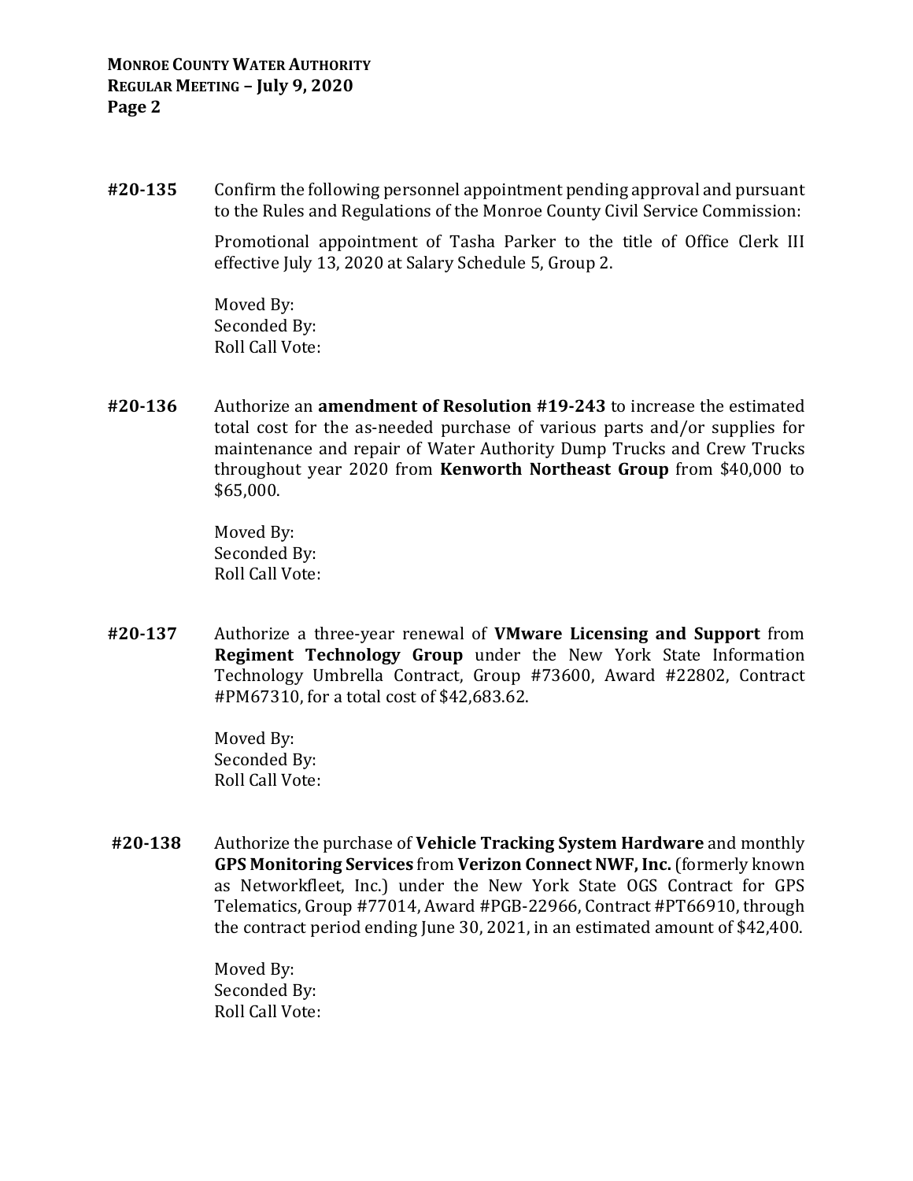**#20-135** Confirm the following personnel appointment pending approval and pursuant to the Rules and Regulations of the Monroe County Civil Service Commission:

Promotional appointment of Tasha Parker to the title of Office Clerk III effective July 13, 2020 at Salary Schedule 5, Group 2.

Moved By:
Seconded By:
Roll Call Vote:

**#20-136** Authorize an **amendment of Resolution #19-243** to increase the estimated total cost for the as-needed purchase of various parts and/or supplies for maintenance and repair of Water Authority Dump Trucks and Crew Trucks throughout year 2020 from **Kenworth Northeast Group** from $40,000 to $65,000.

Moved By:
Seconded By:
Roll Call Vote:

**#20-137** Authorize a three-year renewal of **VMware Licensing and Support** from **Regiment Technology Group** under the New York State Information Technology Umbrella Contract, Group #73600, Award #22802, Contract #PM67310, for a total cost of $42,683.62.

Moved By:
Seconded By:
Roll Call Vote:

**#20-138** Authorize the purchase of **Vehicle Tracking System Hardware** and monthly **GPS Monitoring Services** from **Verizon Connect NWF, Inc.** (formerly known as Networkfleet, Inc.) under the New York State OGS Contract for GPS Telematics, Group #77014, Award #PGB-22966, Contract #PT66910, through the contract period ending June 30, 2021, in an estimated amount of $42,400.

Moved By:
Seconded By:
Roll Call Vote: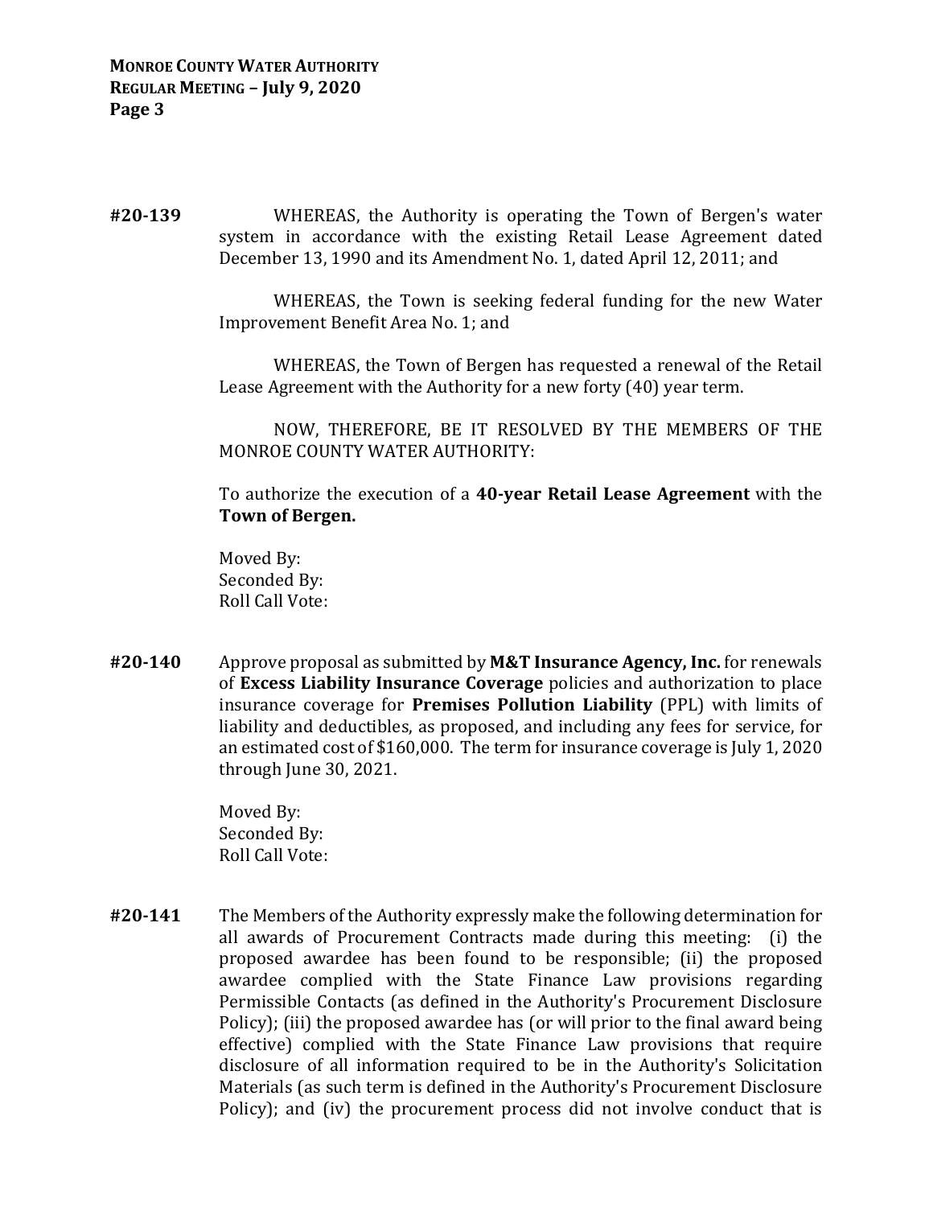**#20-139** WHEREAS, the Authority is operating the Town of Bergen's water system in accordance with the existing Retail Lease Agreement dated December 13, 1990 and its Amendment No. 1, dated April 12, 2011; and

WHEREAS, the Town is seeking federal funding for the new Water Improvement Benefit Area No. 1; and

WHEREAS, the Town of Bergen has requested a renewal of the Retail Lease Agreement with the Authority for a new forty (40) year term.

NOW, THEREFORE, BE IT RESOLVED BY THE MEMBERS OF THE MONROE COUNTY WATER AUTHORITY:

To authorize the execution of a **40-year Retail Lease Agreement** with the **Town of Bergen.**

Moved By:
Seconded By:
Roll Call Vote:

**#20-140** Approve proposal as submitted by **M&T Insurance Agency, Inc.** for renewals of **Excess Liability Insurance Coverage** policies and authorization to place insurance coverage for **Premises Pollution Liability** (PPL) with limits of liability and deductibles, as proposed, and including any fees for service, for an estimated cost of $160,000. The term for insurance coverage is July 1, 2020 through June 30, 2021.

Moved By:
Seconded By:
Roll Call Vote:

**#20-141** The Members of the Authority expressly make the following determination for all awards of Procurement Contracts made during this meeting: (i) the proposed awardee has been found to be responsible; (ii) the proposed awardee complied with the State Finance Law provisions regarding Permissible Contacts (as defined in the Authority's Procurement Disclosure Policy); (iii) the proposed awardee has (or will prior to the final award being effective) complied with the State Finance Law provisions that require disclosure of all information required to be in the Authority's Solicitation Materials (as such term is defined in the Authority's Procurement Disclosure Policy); and (iv) the procurement process did not involve conduct that is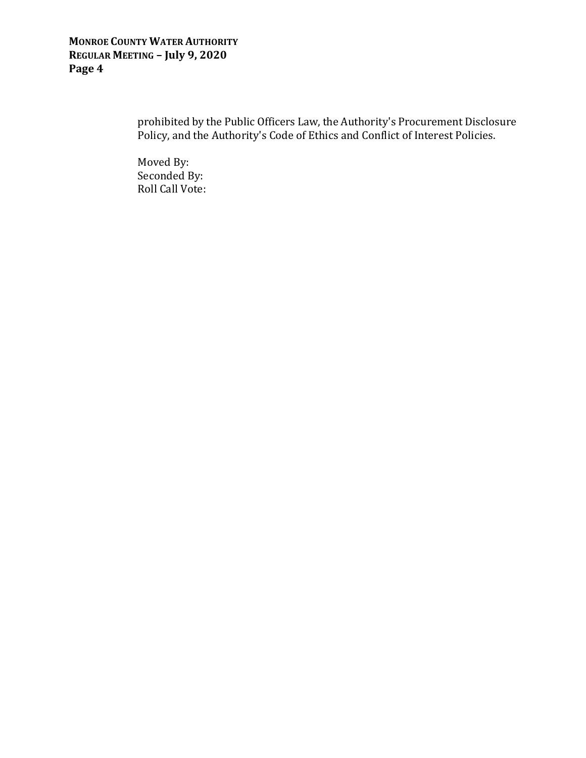prohibited by the Public Officers Law, the Authority's Procurement Disclosure Policy, and the Authority's Code of Ethics and Conflict of Interest Policies.

Moved By:
Seconded By:
Roll Call Vote: